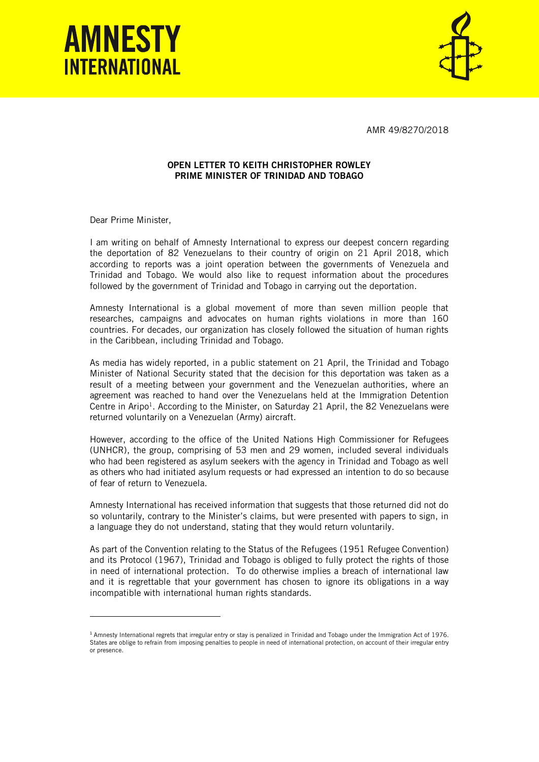# AMNESTY INTERNATIONAL

AMR 49/8270/2018

**OPEN LETTER TO KEITH CHRISTOPHER ROWLEY**
**PRIME MINISTER OF TRINIDAD AND TOBAGO**

Dear Prime Minister,

I am writing on behalf of Amnesty International to express our deepest concern regarding the deportation of 82 Venezuelans to their country of origin on 21 April 2018, which according to reports was a joint operation between the governments of Venezuela and Trinidad and Tobago. We would also like to request information about the procedures followed by the government of Trinidad and Tobago in carrying out the deportation.

Amnesty International is a global movement of more than seven million people that researches, campaigns and advocates on human rights violations in more than 160 countries. For decades, our organization has closely followed the situation of human rights in the Caribbean, including Trinidad and Tobago.

As media has widely reported, in a public statement on 21 April, the Trinidad and Tobago Minister of National Security stated that the decision for this deportation was taken as a result of a meeting between your government and the Venezuelan authorities, where an agreement was reached to hand over the Venezuelans held at the Immigration Detention Centre in Aripo[1]. According to the Minister, on Saturday 21 April, the 82 Venezuelans were returned voluntarily on a Venezuelan (Army) aircraft.

However, according to the office of the United Nations High Commissioner for Refugees (UNHCR), the group, comprising of 53 men and 29 women, included several individuals who had been registered as asylum seekers with the agency in Trinidad and Tobago as well as others who had initiated asylum requests or had expressed an intention to do so because of fear of return to Venezuela.

Amnesty International has received information that suggests that those returned did not do so voluntarily, contrary to the Minister's claims, but were presented with papers to sign, in a language they do not understand, stating that they would return voluntarily.

As part of the Convention relating to the Status of the Refugees (1951 Refugee Convention) and its Protocol (1967), Trinidad and Tobago is obliged to fully protect the rights of those in need of international protection. To do otherwise implies a breach of international law and it is regrettable that your government has chosen to ignore its obligations in a way incompatible with international human rights standards.

---

[1] Amnesty International regrets that irregular entry or stay is penalized in Trinidad and Tobago under the Immigration Act of 1976. States are oblige to refrain from imposing penalties to people in need of international protection, on account of their irregular entry or presence.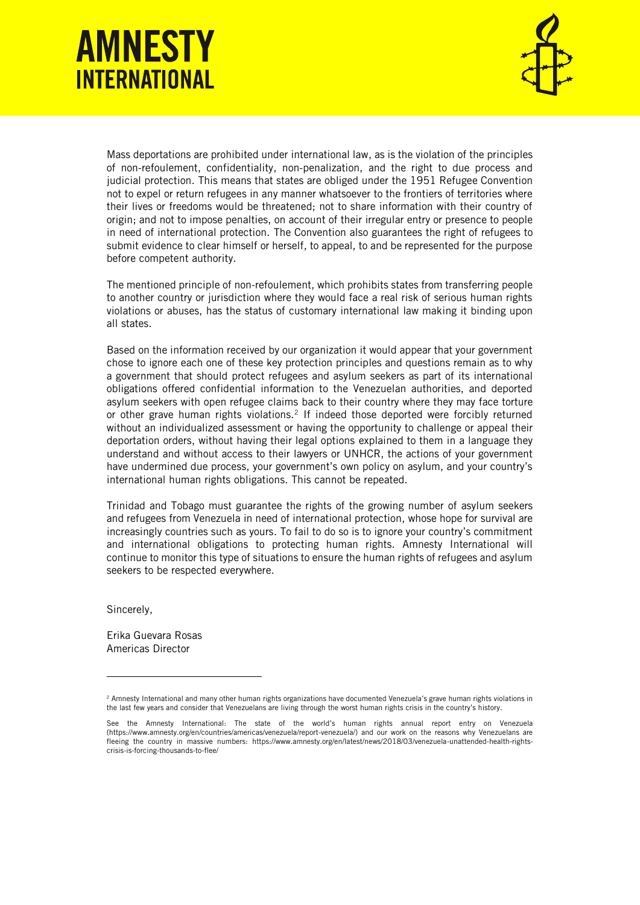Mass deportations are prohibited under international law, as is the violation of the principles of non-refoulement, confidentiality, non-penalization, and the right to due process and judicial protection. This means that states are obliged under the 1951 Refugee Convention not to expel or return refugees in any manner whatsoever to the frontiers of territories where their lives or freedoms would be threatened; not to share information with their country of origin; and not to impose penalties, on account of their irregular entry or presence to people in need of international protection. The Convention also guarantees the right of refugees to submit evidence to clear himself or herself, to appeal, to and be represented for the purpose before competent authority.

The mentioned principle of non-refoulement, which prohibits states from transferring people to another country or jurisdiction where they would face a real risk of serious human rights violations or abuses, has the status of customary international law making it binding upon all states.

Based on the information received by our organization it would appear that your government chose to ignore each one of these key protection principles and questions remain as to why a government that should protect refugees and asylum seekers as part of its international obligations offered confidential information to the Venezuelan authorities, and deported asylum seekers with open refugee claims back to their country where they may face torture or other grave human rights violations.[2] If indeed those deported were forcibly returned without an individualized assessment or having the opportunity to challenge or appeal their deportation orders, without having their legal options explained to them in a language they understand and without access to their lawyers or UNHCR, the actions of your government have undermined due process, your government's own policy on asylum, and your country's international human rights obligations. This cannot be repeated.

Trinidad and Tobago must guarantee the rights of the growing number of asylum seekers and refugees from Venezuela in need of international protection, whose hope for survival are increasingly countries such as yours. To fail to do so is to ignore your country's commitment and international obligations to protecting human rights. Amnesty International will continue to monitor this type of situations to ensure the human rights of refugees and asylum seekers to be respected everywhere.

Sincerely,

Erika Guevara Rosas
Americas Director

---

[2] Amnesty International and many other human rights organizations have documented Venezuela's grave human rights violations in the last few years and consider that Venezuelans are living through the worst human rights crisis in the country's history.

See the Amnesty International: The state of the world's human rights annual report entry on Venezuela (https://www.amnesty.org/en/countries/americas/venezuela/report-venezuela/) and our work on the reasons why Venezuelans are fleeing the country in massive numbers: https://www.amnesty.org/en/latest/news/2018/03/venezuela-unattended-health-rights-crisis-is-forcing-thousands-to-flee/